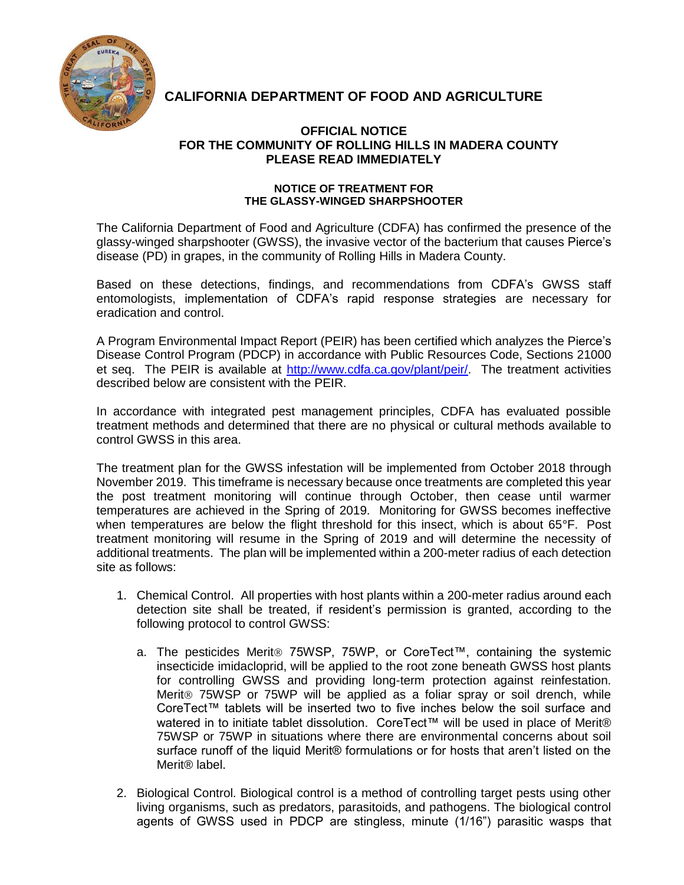# CALIFORNIA DEPARTMENT OF FOOD AND AGRICULTURE

## OFFICIAL NOTICE
## FOR THE COMMUNITY OF ROLLING HILLS IN MADERA COUNTY
## PLEASE READ IMMEDIATELY

### NOTICE OF TREATMENT FOR THE GLASSY-WINGED SHARPSHOOTER

The California Department of Food and Agriculture (CDFA) has confirmed the presence of the glassy-winged sharpshooter (GWSS), the invasive vector of the bacterium that causes Pierce's disease (PD) in grapes, in the community of Rolling Hills in Madera County.

Based on these detections, findings, and recommendations from CDFA's GWSS staff entomologists, implementation of CDFA's rapid response strategies are necessary for eradication and control.

A Program Environmental Impact Report (PEIR) has been certified which analyzes the Pierce's Disease Control Program (PDCP) in accordance with Public Resources Code, Sections 21000 et seq. The PEIR is available at http://www.cdfa.ca.gov/plant/peir/. The treatment activities described below are consistent with the PEIR.

In accordance with integrated pest management principles, CDFA has evaluated possible treatment methods and determined that there are no physical or cultural methods available to control GWSS in this area.

The treatment plan for the GWSS infestation will be implemented from October 2018 through November 2019. This timeframe is necessary because once treatments are completed this year the post treatment monitoring will continue through October, then cease until warmer temperatures are achieved in the Spring of 2019. Monitoring for GWSS becomes ineffective when temperatures are below the flight threshold for this insect, which is about 65°F. Post treatment monitoring will resume in the Spring of 2019 and will determine the necessity of additional treatments. The plan will be implemented within a 200-meter radius of each detection site as follows:

1. Chemical Control. All properties with host plants within a 200-meter radius around each detection site shall be treated, if resident's permission is granted, according to the following protocol to control GWSS:

   a. The pesticides Merit® 75WSP, 75WP, or CoreTect™, containing the systemic insecticide imidacloprid, will be applied to the root zone beneath GWSS host plants for controlling GWSS and providing long-term protection against reinfestation. Merit® 75WSP or 75WP will be applied as a foliar spray or soil drench, while CoreTect™ tablets will be inserted two to five inches below the soil surface and watered in to initiate tablet dissolution. CoreTect™ will be used in place of Merit® 75WSP or 75WP in situations where there are environmental concerns about soil surface runoff of the liquid Merit® formulations or for hosts that aren't listed on the Merit® label.

2. Biological Control. Biological control is a method of controlling target pests using other living organisms, such as predators, parasitoids, and pathogens. The biological control agents of GWSS used in PDCP are stingless, minute (1/16") parasitic wasps that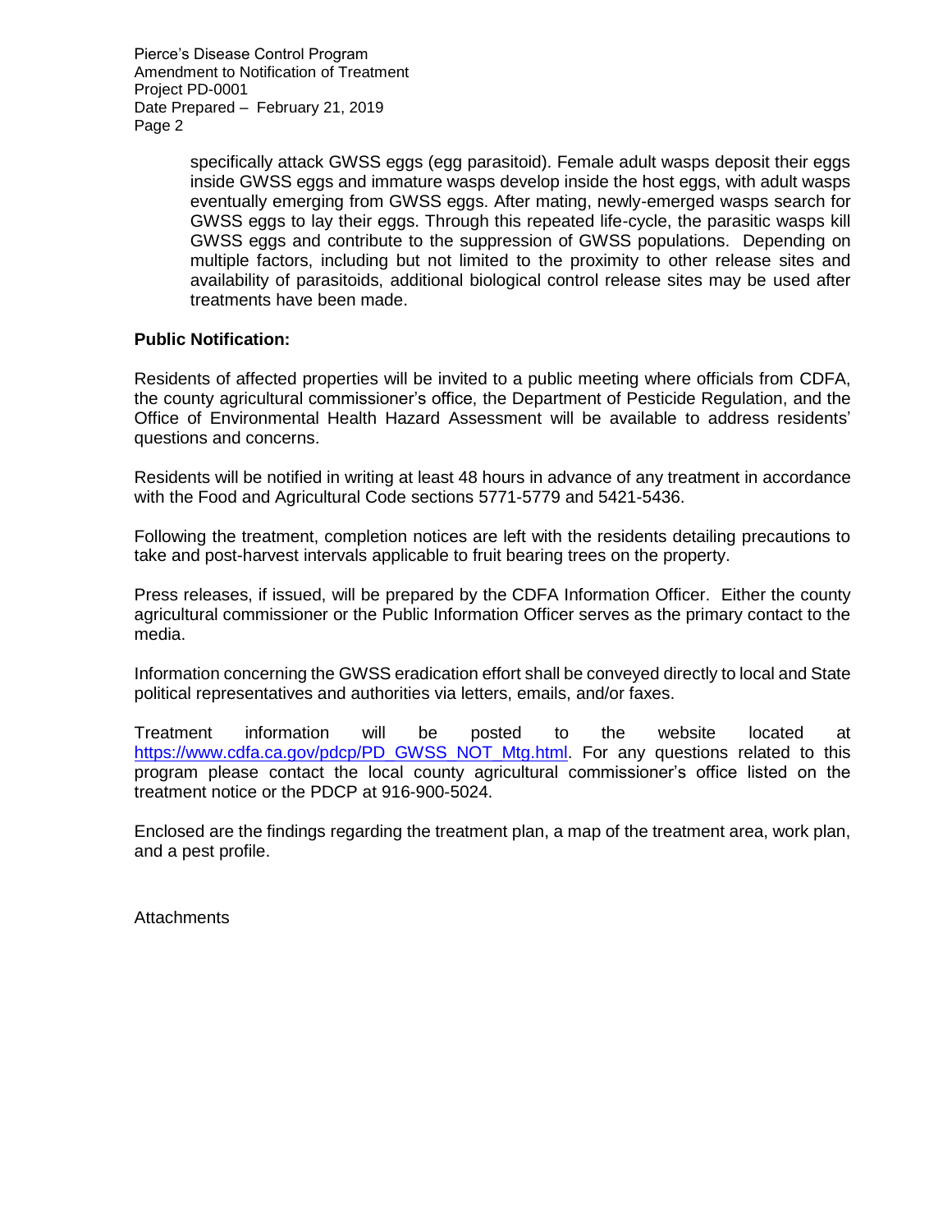specifically attack GWSS eggs (egg parasitoid). Female adult wasps deposit their eggs inside GWSS eggs and immature wasps develop inside the host eggs, with adult wasps eventually emerging from GWSS eggs. After mating, newly-emerged wasps search for GWSS eggs to lay their eggs. Through this repeated life-cycle, the parasitic wasps kill GWSS eggs and contribute to the suppression of GWSS populations. Depending on multiple factors, including but not limited to the proximity to other release sites and availability of parasitoids, additional biological control release sites may be used after treatments have been made.

**Public Notification:**

Residents of affected properties will be invited to a public meeting where officials from CDFA, the county agricultural commissioner's office, the Department of Pesticide Regulation, and the Office of Environmental Health Hazard Assessment will be available to address residents' questions and concerns.

Residents will be notified in writing at least 48 hours in advance of any treatment in accordance with the Food and Agricultural Code sections 5771-5779 and 5421-5436.

Following the treatment, completion notices are left with the residents detailing precautions to take and post-harvest intervals applicable to fruit bearing trees on the property.

Press releases, if issued, will be prepared by the CDFA Information Officer. Either the county agricultural commissioner or the Public Information Officer serves as the primary contact to the media.

Information concerning the GWSS eradication effort shall be conveyed directly to local and State political representatives and authorities via letters, emails, and/or faxes.

Treatment information will be posted to the website located at https://www.cdfa.ca.gov/pdcp/PD_GWSS_NOT_Mtg.html. For any questions related to this program please contact the local county agricultural commissioner's office listed on the treatment notice or the PDCP at 916-900-5024.

Enclosed are the findings regarding the treatment plan, a map of the treatment area, work plan, and a pest profile.

Attachments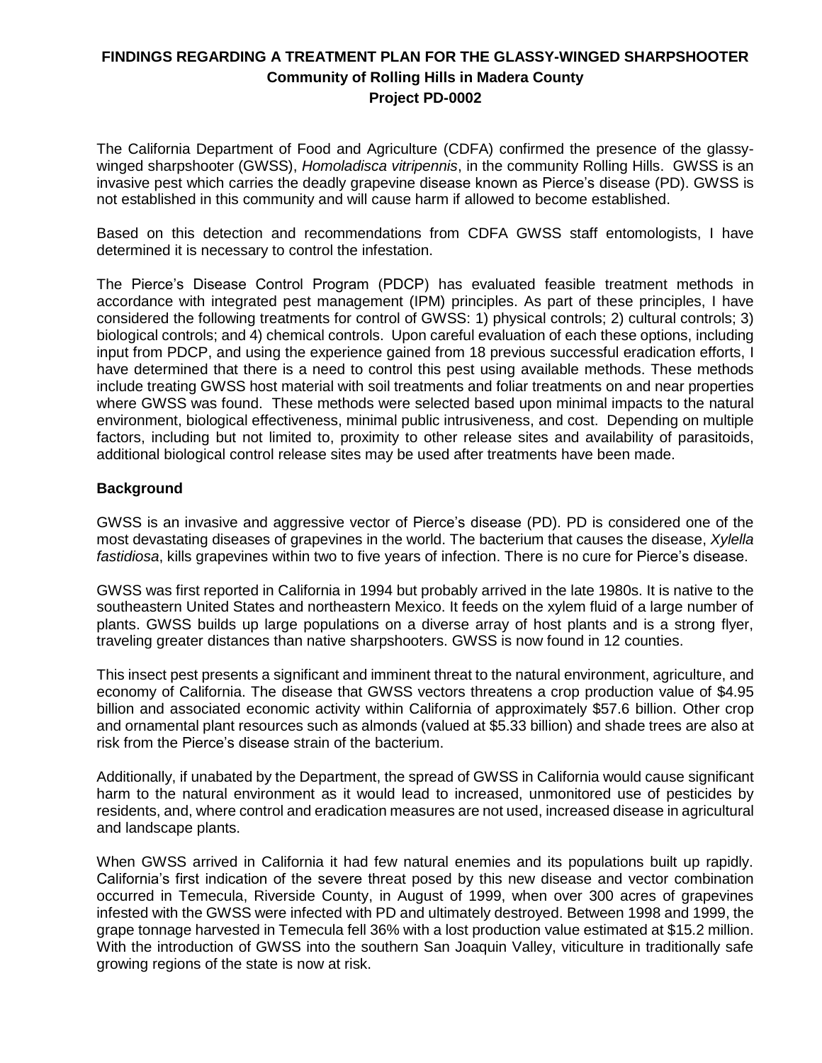# FINDINGS REGARDING A TREATMENT PLAN FOR THE GLASSY-WINGED SHARPSHOOTER

## Community of Rolling Hills in Madera County

## Project PD-0002

The California Department of Food and Agriculture (CDFA) confirmed the presence of the glassy-winged sharpshooter (GWSS), *Homoladisca vitripennis*, in the community Rolling Hills. GWSS is an invasive pest which carries the deadly grapevine disease known as Pierce's disease (PD). GWSS is not established in this community and will cause harm if allowed to become established.

Based on this detection and recommendations from CDFA GWSS staff entomologists, I have determined it is necessary to control the infestation.

The Pierce's Disease Control Program (PDCP) has evaluated feasible treatment methods in accordance with integrated pest management (IPM) principles. As part of these principles, I have considered the following treatments for control of GWSS: 1) physical controls; 2) cultural controls; 3) biological controls; and 4) chemical controls. Upon careful evaluation of each these options, including input from PDCP, and using the experience gained from 18 previous successful eradication efforts, I have determined that there is a need to control this pest using available methods. These methods include treating GWSS host material with soil treatments and foliar treatments on and near properties where GWSS was found. These methods were selected based upon minimal impacts to the natural environment, biological effectiveness, minimal public intrusiveness, and cost. Depending on multiple factors, including but not limited to, proximity to other release sites and availability of parasitoids, additional biological control release sites may be used after treatments have been made.

**Background**

GWSS is an invasive and aggressive vector of Pierce's disease (PD). PD is considered one of the most devastating diseases of grapevines in the world. The bacterium that causes the disease, *Xylella fastidiosa*, kills grapevines within two to five years of infection. There is no cure for Pierce's disease.

GWSS was first reported in California in 1994 but probably arrived in the late 1980s. It is native to the southeastern United States and northeastern Mexico. It feeds on the xylem fluid of a large number of plants. GWSS builds up large populations on a diverse array of host plants and is a strong flyer, traveling greater distances than native sharpshooters. GWSS is now found in 12 counties.

This insect pest presents a significant and imminent threat to the natural environment, agriculture, and economy of California. The disease that GWSS vectors threatens a crop production value of \$4.95 billion and associated economic activity within California of approximately \$57.6 billion. Other crop and ornamental plant resources such as almonds (valued at \$5.33 billion) and shade trees are also at risk from the Pierce's disease strain of the bacterium.

Additionally, if unabated by the Department, the spread of GWSS in California would cause significant harm to the natural environment as it would lead to increased, unmonitored use of pesticides by residents, and, where control and eradication measures are not used, increased disease in agricultural and landscape plants.

When GWSS arrived in California it had few natural enemies and its populations built up rapidly. California's first indication of the severe threat posed by this new disease and vector combination occurred in Temecula, Riverside County, in August of 1999, when over 300 acres of grapevines infested with the GWSS were infected with PD and ultimately destroyed. Between 1998 and 1999, the grape tonnage harvested in Temecula fell 36% with a lost production value estimated at \$15.2 million. With the introduction of GWSS into the southern San Joaquin Valley, viticulture in traditionally safe growing regions of the state is now at risk.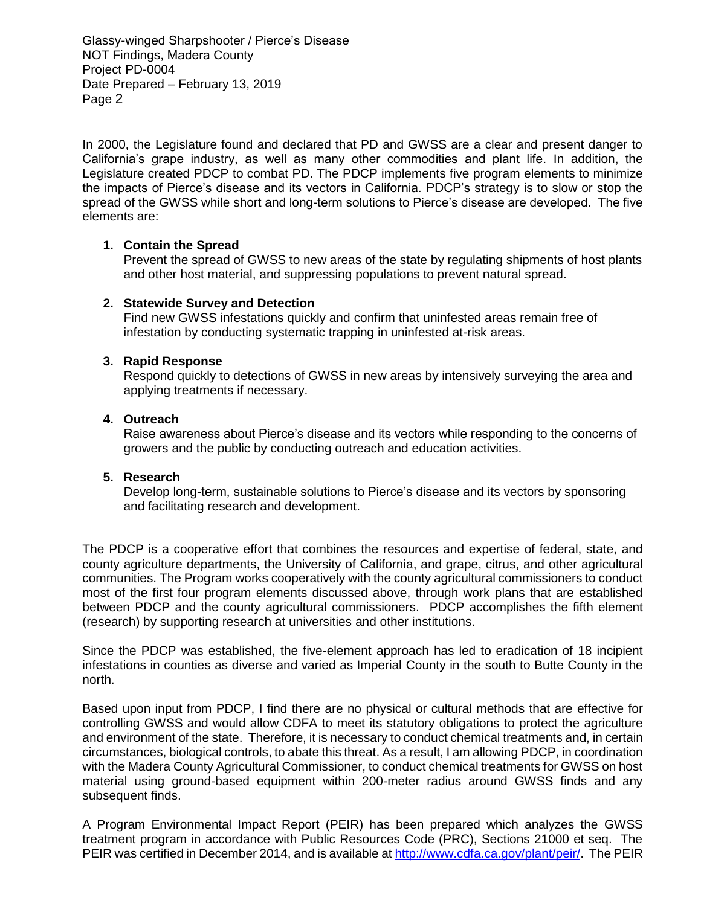In 2000, the Legislature found and declared that PD and GWSS are a clear and present danger to California's grape industry, as well as many other commodities and plant life. In addition, the Legislature created PDCP to combat PD. The PDCP implements five program elements to minimize the impacts of Pierce's disease and its vectors in California. PDCP's strategy is to slow or stop the spread of the GWSS while short and long-term solutions to Pierce's disease are developed. The five elements are:

1. **Contain the Spread**
   Prevent the spread of GWSS to new areas of the state by regulating shipments of host plants and other host material, and suppressing populations to prevent natural spread.

2. **Statewide Survey and Detection**
   Find new GWSS infestations quickly and confirm that uninfested areas remain free of infestation by conducting systematic trapping in uninfested at-risk areas.

3. **Rapid Response**
   Respond quickly to detections of GWSS in new areas by intensively surveying the area and applying treatments if necessary.

4. **Outreach**
   Raise awareness about Pierce's disease and its vectors while responding to the concerns of growers and the public by conducting outreach and education activities.

5. **Research**
   Develop long-term, sustainable solutions to Pierce's disease and its vectors by sponsoring and facilitating research and development.

The PDCP is a cooperative effort that combines the resources and expertise of federal, state, and county agriculture departments, the University of California, and grape, citrus, and other agricultural communities. The Program works cooperatively with the county agricultural commissioners to conduct most of the first four program elements discussed above, through work plans that are established between PDCP and the county agricultural commissioners. PDCP accomplishes the fifth element (research) by supporting research at universities and other institutions.

Since the PDCP was established, the five-element approach has led to eradication of 18 incipient infestations in counties as diverse and varied as Imperial County in the south to Butte County in the north.

Based upon input from PDCP, I find there are no physical or cultural methods that are effective for controlling GWSS and would allow CDFA to meet its statutory obligations to protect the agriculture and environment of the state. Therefore, it is necessary to conduct chemical treatments and, in certain circumstances, biological controls, to abate this threat. As a result, I am allowing PDCP, in coordination with the Madera County Agricultural Commissioner, to conduct chemical treatments for GWSS on host material using ground-based equipment within 200-meter radius around GWSS finds and any subsequent finds.

A Program Environmental Impact Report (PEIR) has been prepared which analyzes the GWSS treatment program in accordance with Public Resources Code (PRC), Sections 21000 et seq. The PEIR was certified in December 2014, and is available at [http://www.cdfa.ca.gov/plant/peir/](http://www.cdfa.ca.gov/plant/peir/). The PEIR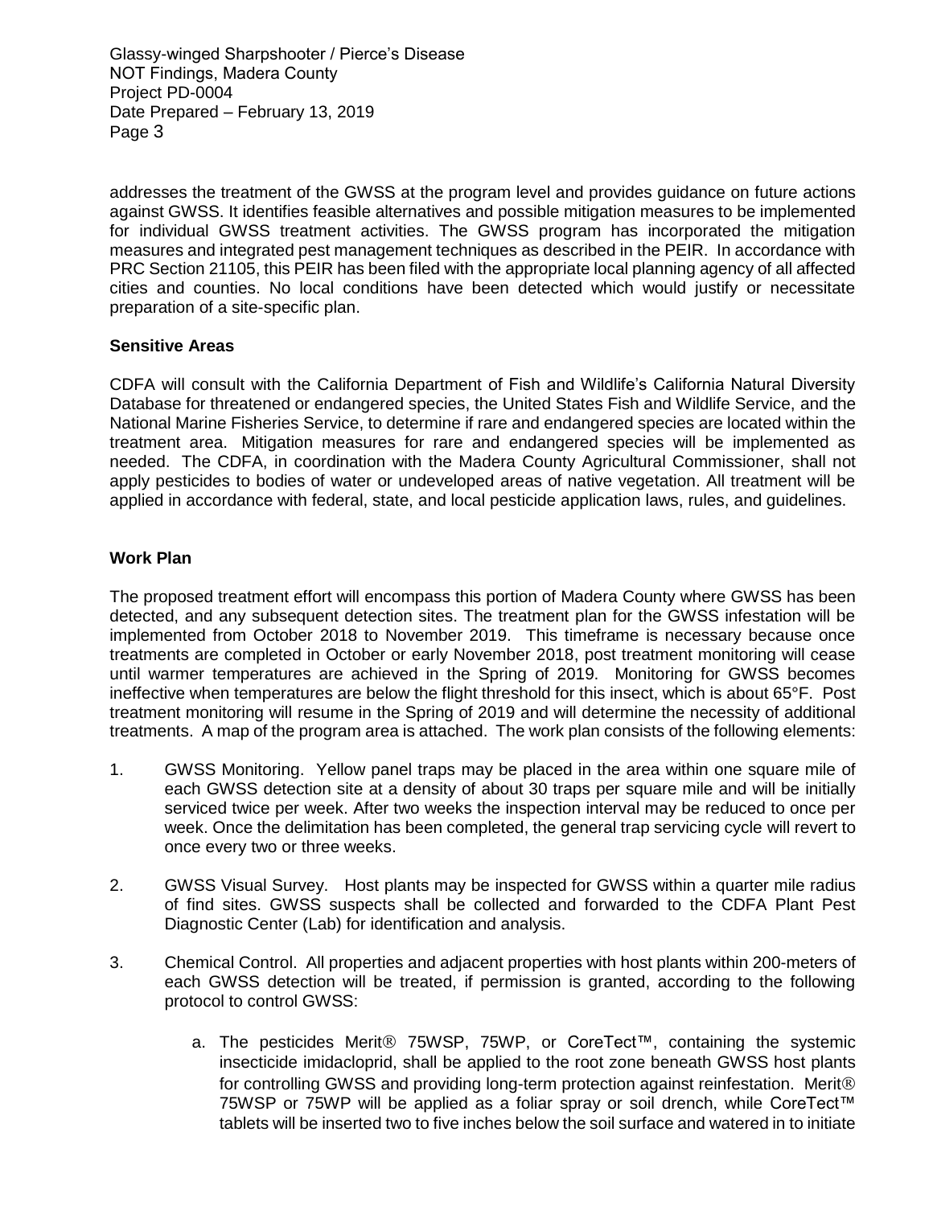addresses the treatment of the GWSS at the program level and provides guidance on future actions against GWSS. It identifies feasible alternatives and possible mitigation measures to be implemented for individual GWSS treatment activities. The GWSS program has incorporated the mitigation measures and integrated pest management techniques as described in the PEIR. In accordance with PRC Section 21105, this PEIR has been filed with the appropriate local planning agency of all affected cities and counties. No local conditions have been detected which would justify or necessitate preparation of a site-specific plan.

**Sensitive Areas**

CDFA will consult with the California Department of Fish and Wildlife's California Natural Diversity Database for threatened or endangered species, the United States Fish and Wildlife Service, and the National Marine Fisheries Service, to determine if rare and endangered species are located within the treatment area. Mitigation measures for rare and endangered species will be implemented as needed. The CDFA, in coordination with the Madera County Agricultural Commissioner, shall not apply pesticides to bodies of water or undeveloped areas of native vegetation. All treatment will be applied in accordance with federal, state, and local pesticide application laws, rules, and guidelines.

**Work Plan**

The proposed treatment effort will encompass this portion of Madera County where GWSS has been detected, and any subsequent detection sites. The treatment plan for the GWSS infestation will be implemented from October 2018 to November 2019. This timeframe is necessary because once treatments are completed in October or early November 2018, post treatment monitoring will cease until warmer temperatures are achieved in the Spring of 2019. Monitoring for GWSS becomes ineffective when temperatures are below the flight threshold for this insect, which is about 65°F. Post treatment monitoring will resume in the Spring of 2019 and will determine the necessity of additional treatments. A map of the program area is attached. The work plan consists of the following elements:

1. GWSS Monitoring. Yellow panel traps may be placed in the area within one square mile of each GWSS detection site at a density of about 30 traps per square mile and will be initially serviced twice per week. After two weeks the inspection interval may be reduced to once per week. Once the delimitation has been completed, the general trap servicing cycle will revert to once every two or three weeks.

2. GWSS Visual Survey. Host plants may be inspected for GWSS within a quarter mile radius of find sites. GWSS suspects shall be collected and forwarded to the CDFA Plant Pest Diagnostic Center (Lab) for identification and analysis.

3. Chemical Control. All properties and adjacent properties with host plants within 200-meters of each GWSS detection will be treated, if permission is granted, according to the following protocol to control GWSS:

    a. The pesticides Merit® 75WSP, 75WP, or CoreTect™, containing the systemic insecticide imidacloprid, shall be applied to the root zone beneath GWSS host plants for controlling GWSS and providing long-term protection against reinfestation. Merit® 75WSP or 75WP will be applied as a foliar spray or soil drench, while CoreTect™ tablets will be inserted two to five inches below the soil surface and watered in to initiate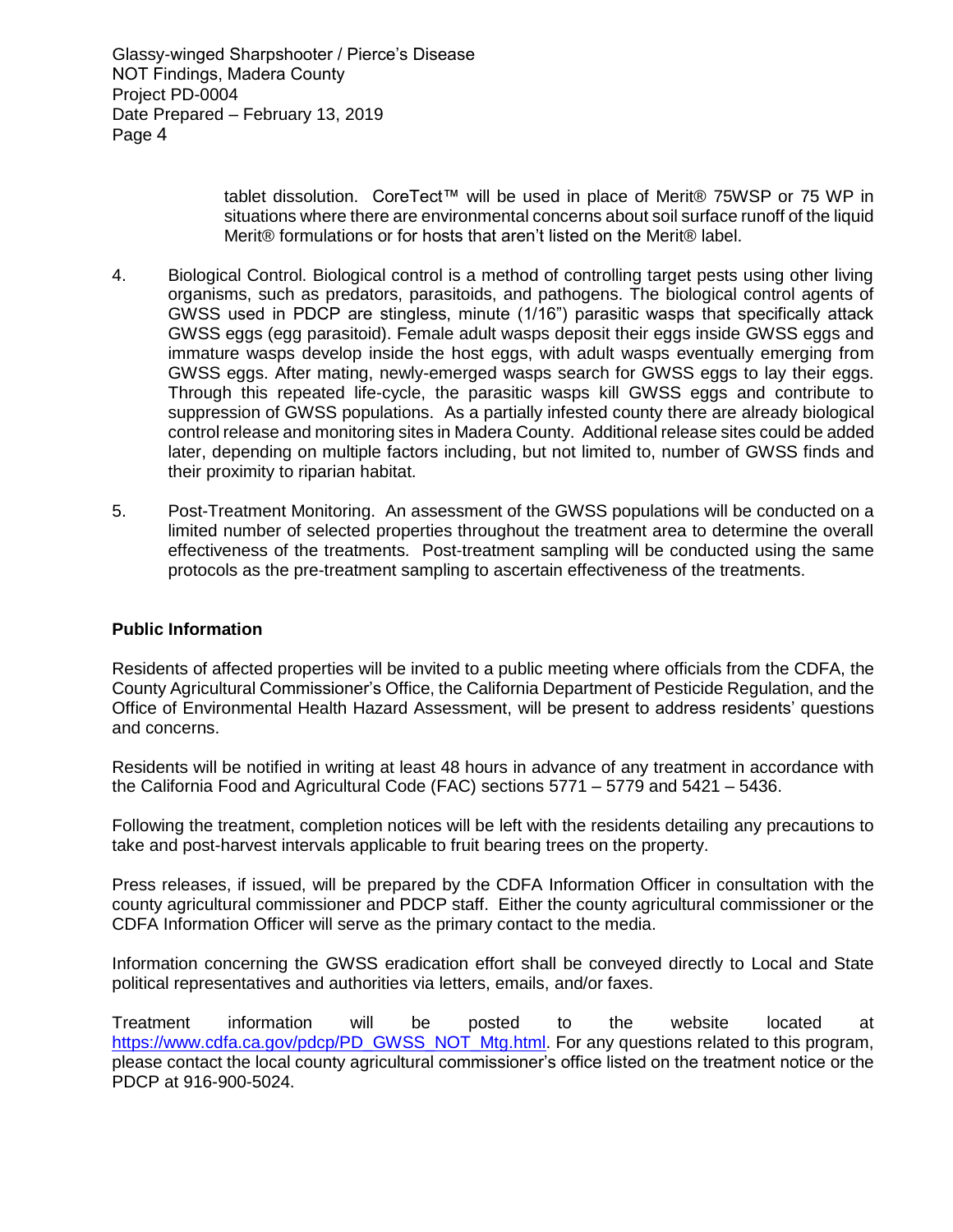tablet dissolution. CoreTect™ will be used in place of Merit® 75WSP or 75 WP in situations where there are environmental concerns about soil surface runoff of the liquid Merit® formulations or for hosts that aren't listed on the Merit® label.

4. Biological Control. Biological control is a method of controlling target pests using other living organisms, such as predators, parasitoids, and pathogens. The biological control agents of GWSS used in PDCP are stingless, minute (1/16") parasitic wasps that specifically attack GWSS eggs (egg parasitoid). Female adult wasps deposit their eggs inside GWSS eggs and immature wasps develop inside the host eggs, with adult wasps eventually emerging from GWSS eggs. After mating, newly-emerged wasps search for GWSS eggs to lay their eggs. Through this repeated life-cycle, the parasitic wasps kill GWSS eggs and contribute to suppression of GWSS populations. As a partially infested county there are already biological control release and monitoring sites in Madera County. Additional release sites could be added later, depending on multiple factors including, but not limited to, number of GWSS finds and their proximity to riparian habitat.

5. Post-Treatment Monitoring. An assessment of the GWSS populations will be conducted on a limited number of selected properties throughout the treatment area to determine the overall effectiveness of the treatments. Post-treatment sampling will be conducted using the same protocols as the pre-treatment sampling to ascertain effectiveness of the treatments.

## Public Information

Residents of affected properties will be invited to a public meeting where officials from the CDFA, the County Agricultural Commissioner's Office, the California Department of Pesticide Regulation, and the Office of Environmental Health Hazard Assessment, will be present to address residents' questions and concerns.

Residents will be notified in writing at least 48 hours in advance of any treatment in accordance with the California Food and Agricultural Code (FAC) sections 5771 – 5779 and 5421 – 5436.

Following the treatment, completion notices will be left with the residents detailing any precautions to take and post-harvest intervals applicable to fruit bearing trees on the property.

Press releases, if issued, will be prepared by the CDFA Information Officer in consultation with the county agricultural commissioner and PDCP staff. Either the county agricultural commissioner or the CDFA Information Officer will serve as the primary contact to the media.

Information concerning the GWSS eradication effort shall be conveyed directly to Local and State political representatives and authorities via letters, emails, and/or faxes.

Treatment information will be posted to the website located at https://www.cdfa.ca.gov/pdcp/PD_GWSS_NOT_Mtg.html. For any questions related to this program, please contact the local county agricultural commissioner's office listed on the treatment notice or the PDCP at 916-900-5024.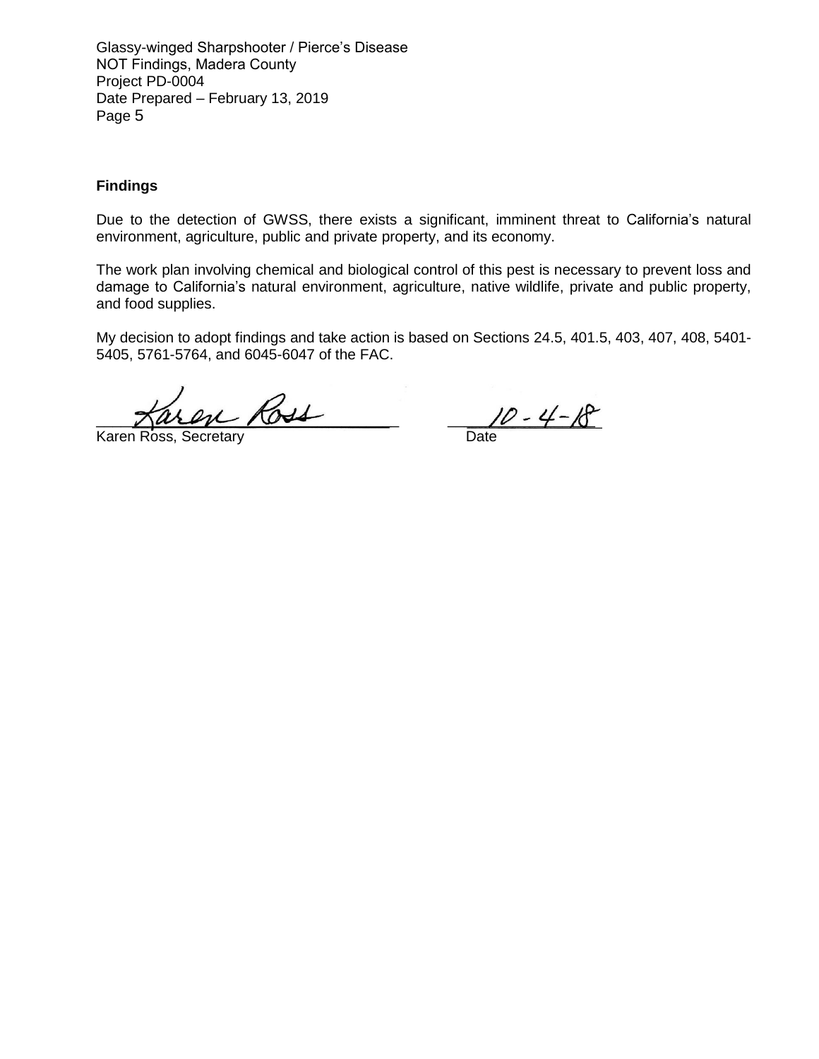## Findings

Due to the detection of GWSS, there exists a significant, imminent threat to California's natural environment, agriculture, public and private property, and its economy.

The work plan involving chemical and biological control of this pest is necessary to prevent loss and damage to California's natural environment, agriculture, native wildlife, private and public property, and food supplies.

My decision to adopt findings and take action is based on Sections 24.5, 401.5, 403, 407, 408, 5401-5405, 5761-5764, and 6045-6047 of the FAC.

Karen Ross, Secretary — Date: 10-4-18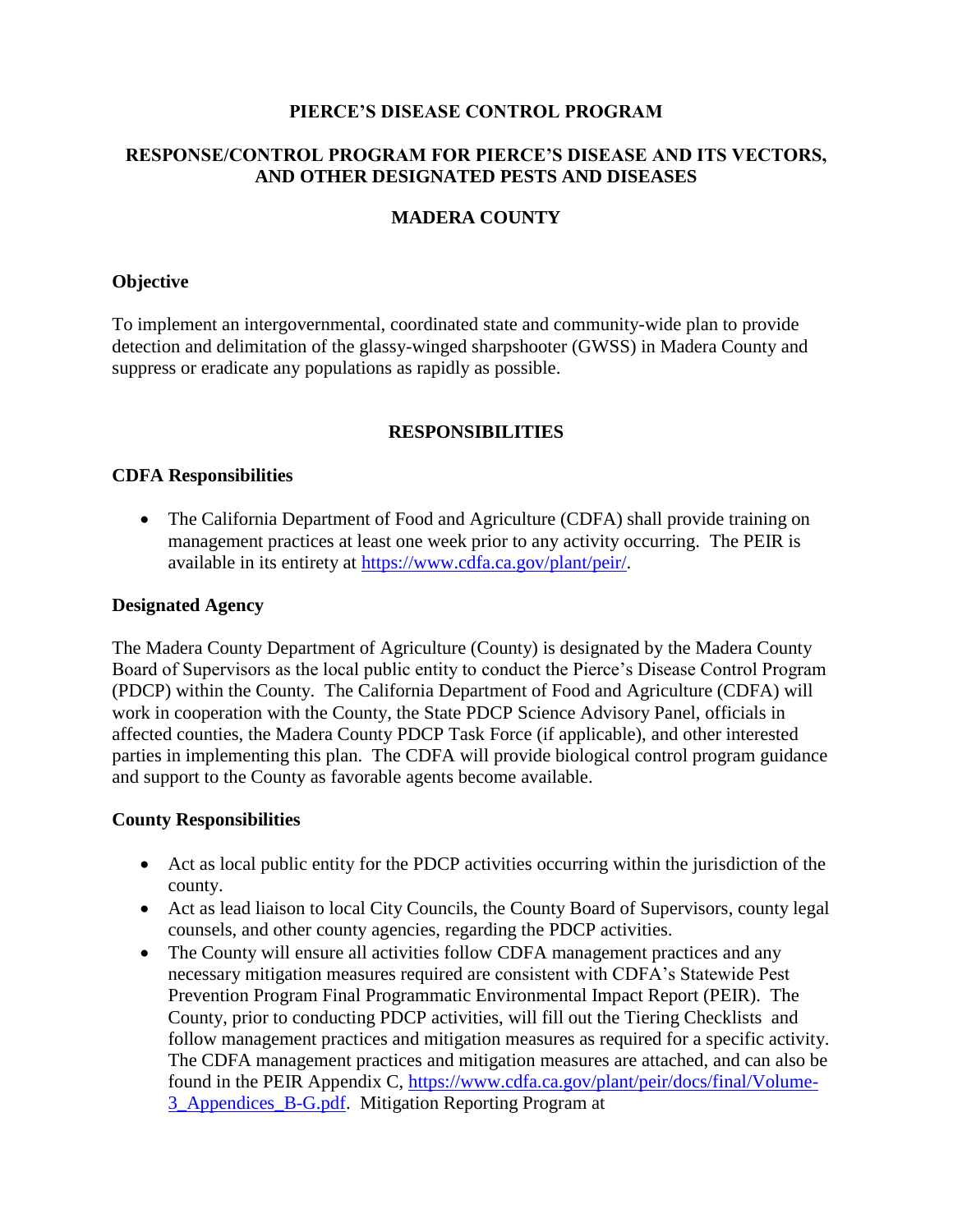**PIERCE'S DISEASE CONTROL PROGRAM**

**RESPONSE/CONTROL PROGRAM FOR PIERCE'S DISEASE AND ITS VECTORS, AND OTHER DESIGNATED PESTS AND DISEASES**

**MADERA COUNTY**

**Objective**

To implement an intergovernmental, coordinated state and community-wide plan to provide detection and delimitation of the glassy-winged sharpshooter (GWSS) in Madera County and suppress or eradicate any populations as rapidly as possible.

**RESPONSIBILITIES**

**CDFA Responsibilities**

- The California Department of Food and Agriculture (CDFA) shall provide training on management practices at least one week prior to any activity occurring. The PEIR is available in its entirety at https://www.cdfa.ca.gov/plant/peir/.

**Designated Agency**

The Madera County Department of Agriculture (County) is designated by the Madera County Board of Supervisors as the local public entity to conduct the Pierce's Disease Control Program (PDCP) within the County. The California Department of Food and Agriculture (CDFA) will work in cooperation with the County, the State PDCP Science Advisory Panel, officials in affected counties, the Madera County PDCP Task Force (if applicable), and other interested parties in implementing this plan. The CDFA will provide biological control program guidance and support to the County as favorable agents become available.

**County Responsibilities**

- Act as local public entity for the PDCP activities occurring within the jurisdiction of the county.
- Act as lead liaison to local City Councils, the County Board of Supervisors, county legal counsels, and other county agencies, regarding the PDCP activities.
- The County will ensure all activities follow CDFA management practices and any necessary mitigation measures required are consistent with CDFA's Statewide Pest Prevention Program Final Programmatic Environmental Impact Report (PEIR). The County, prior to conducting PDCP activities, will fill out the Tiering Checklists and follow management practices and mitigation measures as required for a specific activity. The CDFA management practices and mitigation measures are attached, and can also be found in the PEIR Appendix C, https://www.cdfa.ca.gov/plant/peir/docs/final/Volume-3_Appendices_B-G.pdf. Mitigation Reporting Program at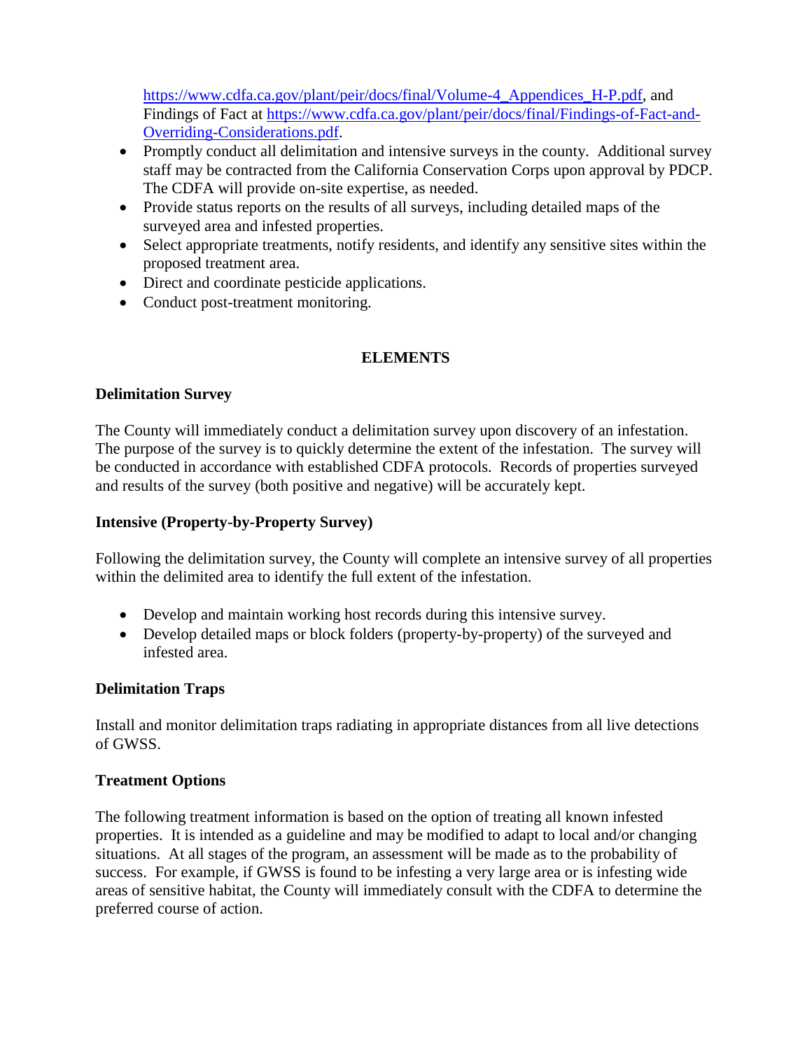https://www.cdfa.ca.gov/plant/peir/docs/final/Volume-4_Appendices_H-P.pdf, and Findings of Fact at https://www.cdfa.ca.gov/plant/peir/docs/final/Findings-of-Fact-and-Overriding-Considerations.pdf.

- Promptly conduct all delimitation and intensive surveys in the county. Additional survey staff may be contracted from the California Conservation Corps upon approval by PDCP. The CDFA will provide on-site expertise, as needed.
- Provide status reports on the results of all surveys, including detailed maps of the surveyed area and infested properties.
- Select appropriate treatments, notify residents, and identify any sensitive sites within the proposed treatment area.
- Direct and coordinate pesticide applications.
- Conduct post-treatment monitoring.

## ELEMENTS

### Delimitation Survey

The County will immediately conduct a delimitation survey upon discovery of an infestation. The purpose of the survey is to quickly determine the extent of the infestation. The survey will be conducted in accordance with established CDFA protocols. Records of properties surveyed and results of the survey (both positive and negative) will be accurately kept.

### Intensive (Property-by-Property Survey)

Following the delimitation survey, the County will complete an intensive survey of all properties within the delimited area to identify the full extent of the infestation.

- Develop and maintain working host records during this intensive survey.
- Develop detailed maps or block folders (property-by-property) of the surveyed and infested area.

### Delimitation Traps

Install and monitor delimitation traps radiating in appropriate distances from all live detections of GWSS.

### Treatment Options

The following treatment information is based on the option of treating all known infested properties. It is intended as a guideline and may be modified to adapt to local and/or changing situations. At all stages of the program, an assessment will be made as to the probability of success. For example, if GWSS is found to be infesting a very large area or is infesting wide areas of sensitive habitat, the County will immediately consult with the CDFA to determine the preferred course of action.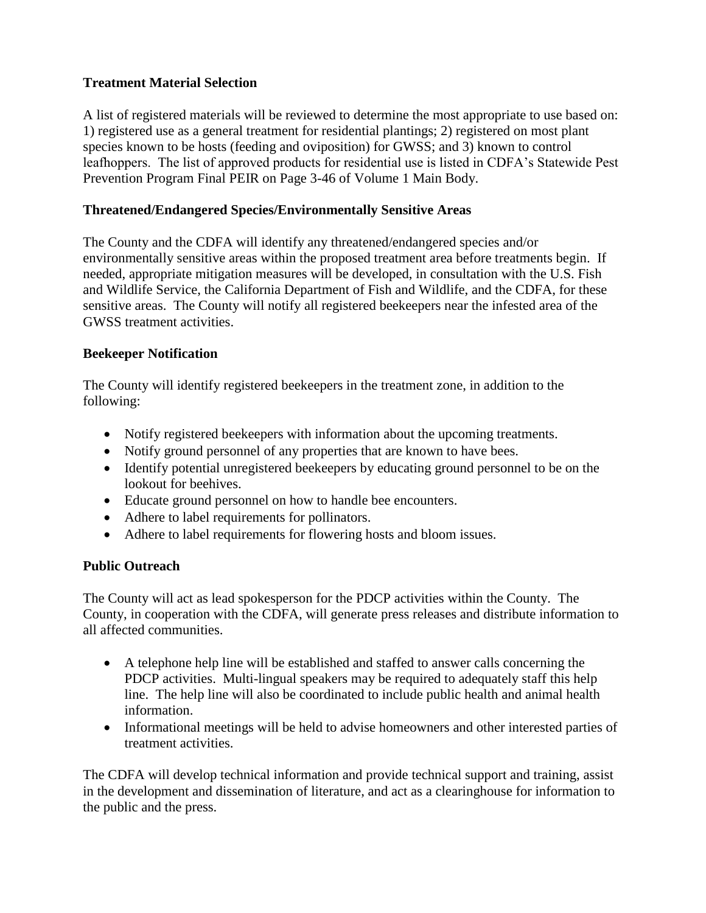**Treatment Material Selection**

A list of registered materials will be reviewed to determine the most appropriate to use based on: 1) registered use as a general treatment for residential plantings; 2) registered on most plant species known to be hosts (feeding and oviposition) for GWSS; and 3) known to control leafhoppers. The list of approved products for residential use is listed in CDFA's Statewide Pest Prevention Program Final PEIR on Page 3-46 of Volume 1 Main Body.

**Threatened/Endangered Species/Environmentally Sensitive Areas**

The County and the CDFA will identify any threatened/endangered species and/or environmentally sensitive areas within the proposed treatment area before treatments begin. If needed, appropriate mitigation measures will be developed, in consultation with the U.S. Fish and Wildlife Service, the California Department of Fish and Wildlife, and the CDFA, for these sensitive areas. The County will notify all registered beekeepers near the infested area of the GWSS treatment activities.

**Beekeeper Notification**

The County will identify registered beekeepers in the treatment zone, in addition to the following:

- Notify registered beekeepers with information about the upcoming treatments.
- Notify ground personnel of any properties that are known to have bees.
- Identify potential unregistered beekeepers by educating ground personnel to be on the lookout for beehives.
- Educate ground personnel on how to handle bee encounters.
- Adhere to label requirements for pollinators.
- Adhere to label requirements for flowering hosts and bloom issues.

**Public Outreach**

The County will act as lead spokesperson for the PDCP activities within the County. The County, in cooperation with the CDFA, will generate press releases and distribute information to all affected communities.

- A telephone help line will be established and staffed to answer calls concerning the PDCP activities. Multi-lingual speakers may be required to adequately staff this help line. The help line will also be coordinated to include public health and animal health information.
- Informational meetings will be held to advise homeowners and other interested parties of treatment activities.

The CDFA will develop technical information and provide technical support and training, assist in the development and dissemination of literature, and act as a clearinghouse for information to the public and the press.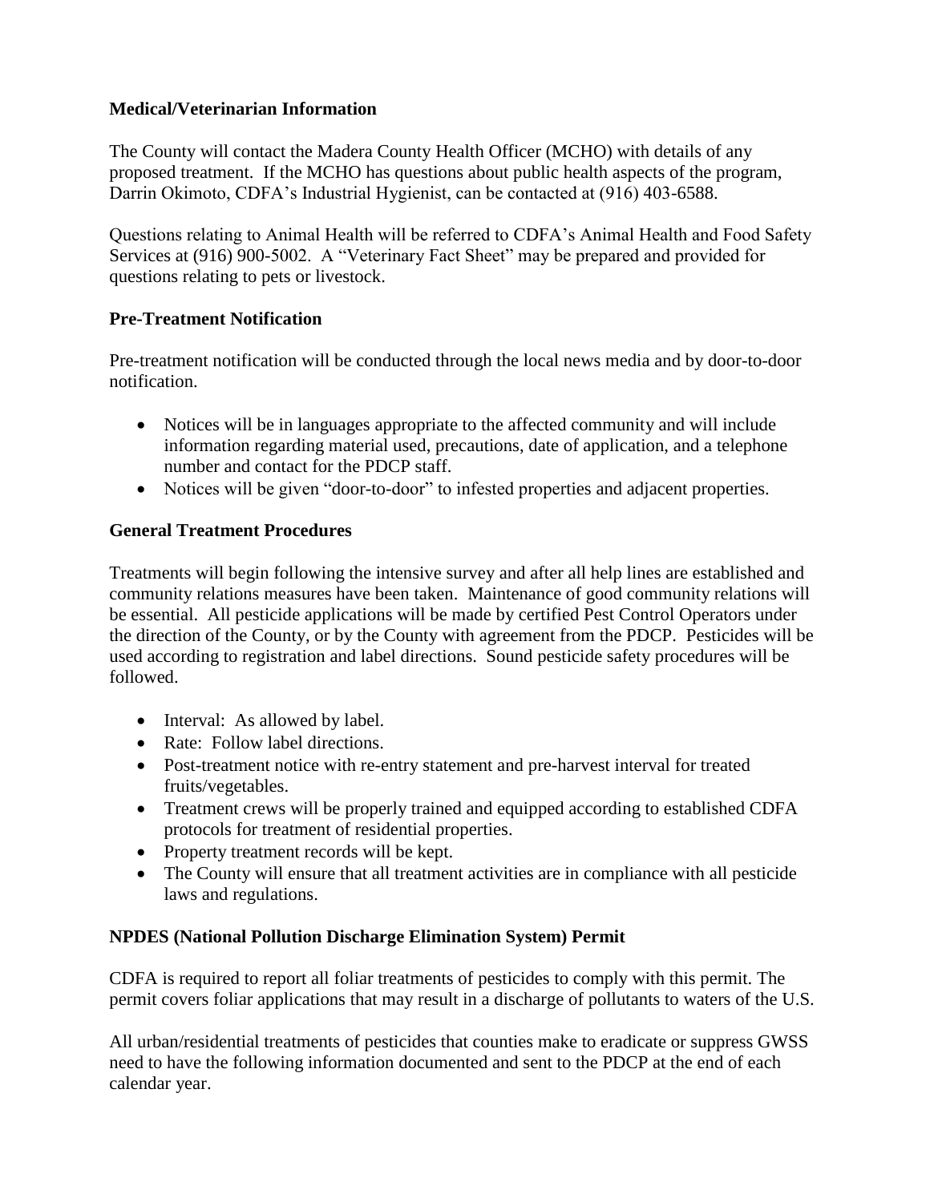**Medical/Veterinarian Information**

The County will contact the Madera County Health Officer (MCHO) with details of any proposed treatment. If the MCHO has questions about public health aspects of the program, Darrin Okimoto, CDFA's Industrial Hygienist, can be contacted at (916) 403-6588.

Questions relating to Animal Health will be referred to CDFA's Animal Health and Food Safety Services at (916) 900-5002. A "Veterinary Fact Sheet" may be prepared and provided for questions relating to pets or livestock.

**Pre-Treatment Notification**

Pre-treatment notification will be conducted through the local news media and by door-to-door notification.

- Notices will be in languages appropriate to the affected community and will include information regarding material used, precautions, date of application, and a telephone number and contact for the PDCP staff.
- Notices will be given "door-to-door" to infested properties and adjacent properties.

**General Treatment Procedures**

Treatments will begin following the intensive survey and after all help lines are established and community relations measures have been taken. Maintenance of good community relations will be essential. All pesticide applications will be made by certified Pest Control Operators under the direction of the County, or by the County with agreement from the PDCP. Pesticides will be used according to registration and label directions. Sound pesticide safety procedures will be followed.

- Interval: As allowed by label.
- Rate: Follow label directions.
- Post-treatment notice with re-entry statement and pre-harvest interval for treated fruits/vegetables.
- Treatment crews will be properly trained and equipped according to established CDFA protocols for treatment of residential properties.
- Property treatment records will be kept.
- The County will ensure that all treatment activities are in compliance with all pesticide laws and regulations.

**NPDES (National Pollution Discharge Elimination System) Permit**

CDFA is required to report all foliar treatments of pesticides to comply with this permit. The permit covers foliar applications that may result in a discharge of pollutants to waters of the U.S.

All urban/residential treatments of pesticides that counties make to eradicate or suppress GWSS need to have the following information documented and sent to the PDCP at the end of each calendar year.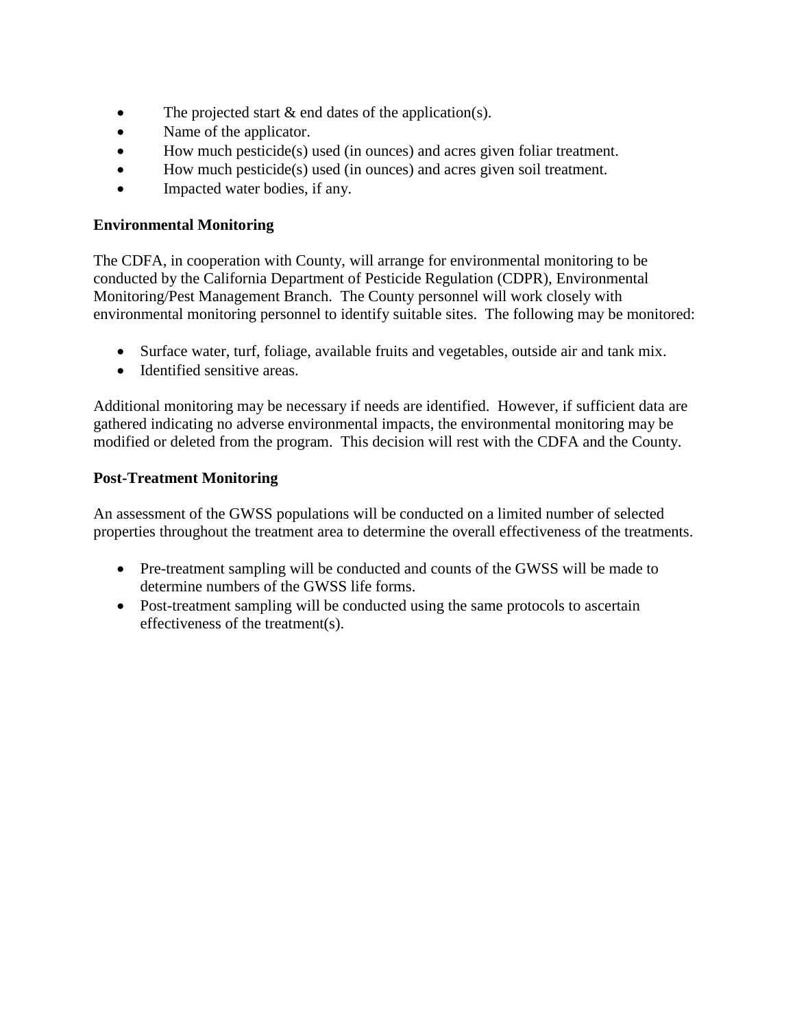- The projected start & end dates of the application(s).
- Name of the applicator.
- How much pesticide(s) used (in ounces) and acres given foliar treatment.
- How much pesticide(s) used (in ounces) and acres given soil treatment.
- Impacted water bodies, if any.

**Environmental Monitoring**

The CDFA, in cooperation with County, will arrange for environmental monitoring to be conducted by the California Department of Pesticide Regulation (CDPR), Environmental Monitoring/Pest Management Branch. The County personnel will work closely with environmental monitoring personnel to identify suitable sites. The following may be monitored:

- Surface water, turf, foliage, available fruits and vegetables, outside air and tank mix.
- Identified sensitive areas.

Additional monitoring may be necessary if needs are identified. However, if sufficient data are gathered indicating no adverse environmental impacts, the environmental monitoring may be modified or deleted from the program. This decision will rest with the CDFA and the County.

**Post-Treatment Monitoring**

An assessment of the GWSS populations will be conducted on a limited number of selected properties throughout the treatment area to determine the overall effectiveness of the treatments.

- Pre-treatment sampling will be conducted and counts of the GWSS will be made to determine numbers of the GWSS life forms.
- Post-treatment sampling will be conducted using the same protocols to ascertain effectiveness of the treatment(s).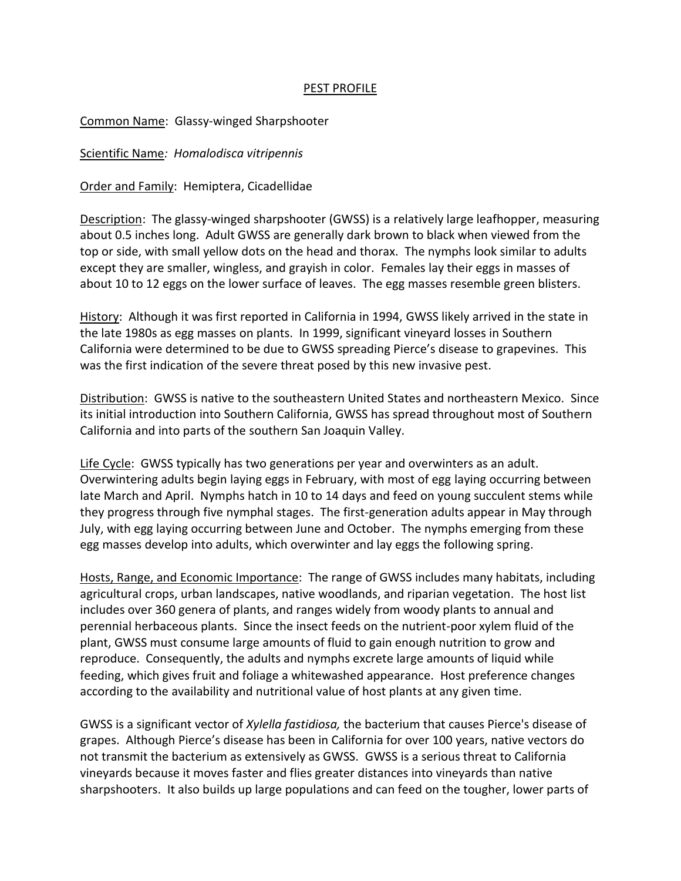# PEST PROFILE

Common Name: Glassy-winged Sharpshooter

Scientific Name: *Homalodisca vitripennis*

Order and Family: Hemiptera, Cicadellidae

Description: The glassy-winged sharpshooter (GWSS) is a relatively large leafhopper, measuring about 0.5 inches long. Adult GWSS are generally dark brown to black when viewed from the top or side, with small yellow dots on the head and thorax. The nymphs look similar to adults except they are smaller, wingless, and grayish in color. Females lay their eggs in masses of about 10 to 12 eggs on the lower surface of leaves. The egg masses resemble green blisters.

History: Although it was first reported in California in 1994, GWSS likely arrived in the state in the late 1980s as egg masses on plants. In 1999, significant vineyard losses in Southern California were determined to be due to GWSS spreading Pierce's disease to grapevines. This was the first indication of the severe threat posed by this new invasive pest.

Distribution: GWSS is native to the southeastern United States and northeastern Mexico. Since its initial introduction into Southern California, GWSS has spread throughout most of Southern California and into parts of the southern San Joaquin Valley.

Life Cycle: GWSS typically has two generations per year and overwinters as an adult. Overwintering adults begin laying eggs in February, with most of egg laying occurring between late March and April. Nymphs hatch in 10 to 14 days and feed on young succulent stems while they progress through five nymphal stages. The first-generation adults appear in May through July, with egg laying occurring between June and October. The nymphs emerging from these egg masses develop into adults, which overwinter and lay eggs the following spring.

Hosts, Range, and Economic Importance: The range of GWSS includes many habitats, including agricultural crops, urban landscapes, native woodlands, and riparian vegetation. The host list includes over 360 genera of plants, and ranges widely from woody plants to annual and perennial herbaceous plants. Since the insect feeds on the nutrient-poor xylem fluid of the plant, GWSS must consume large amounts of fluid to gain enough nutrition to grow and reproduce. Consequently, the adults and nymphs excrete large amounts of liquid while feeding, which gives fruit and foliage a whitewashed appearance. Host preference changes according to the availability and nutritional value of host plants at any given time.

GWSS is a significant vector of *Xylella fastidiosa,* the bacterium that causes Pierce's disease of grapes. Although Pierce's disease has been in California for over 100 years, native vectors do not transmit the bacterium as extensively as GWSS. GWSS is a serious threat to California vineyards because it moves faster and flies greater distances into vineyards than native sharpshooters. It also builds up large populations and can feed on the tougher, lower parts of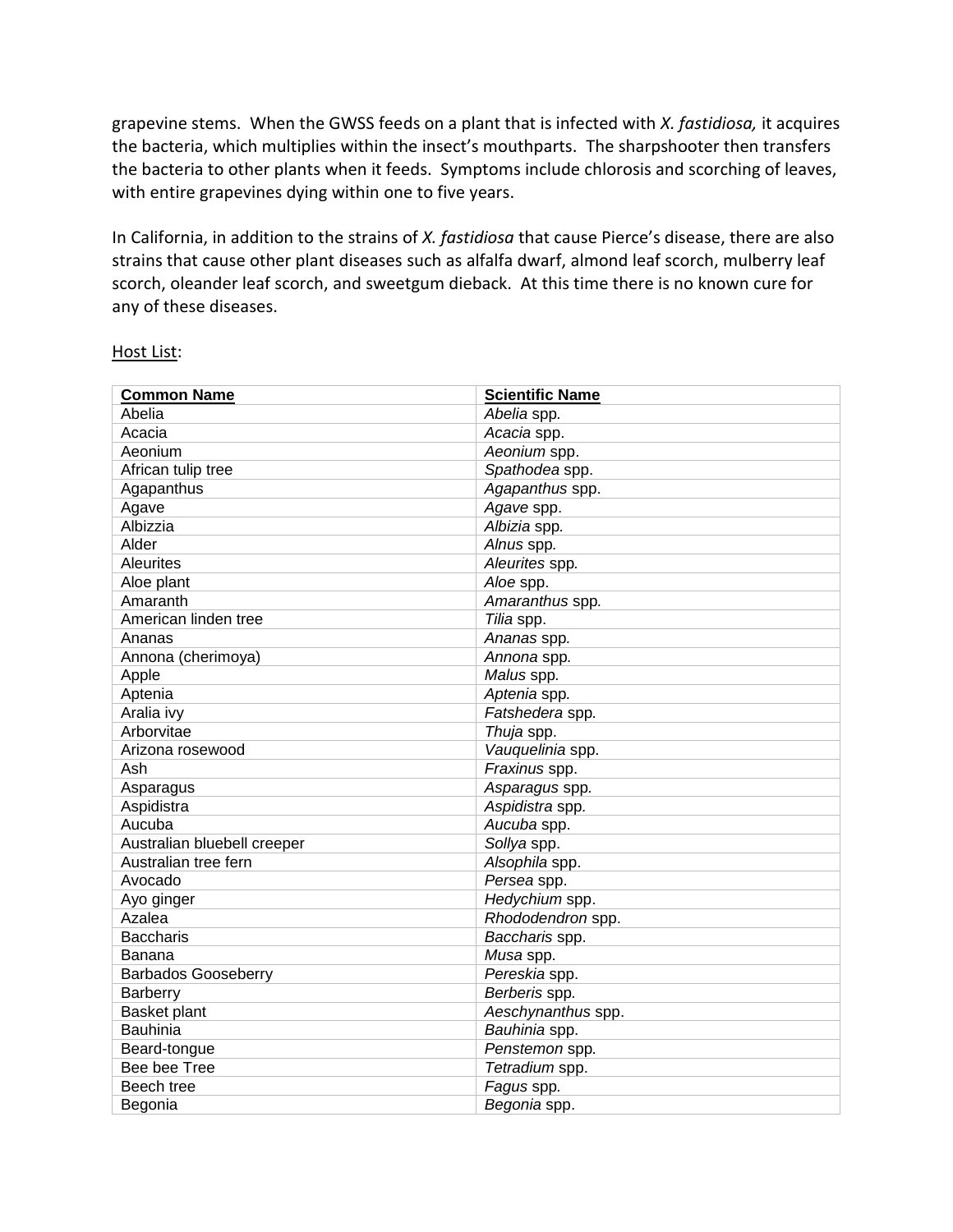grapevine stems. When the GWSS feeds on a plant that is infected with *X. fastidiosa,* it acquires the bacteria, which multiplies within the insect's mouthparts. The sharpshooter then transfers the bacteria to other plants when it feeds. Symptoms include chlorosis and scorching of leaves, with entire grapevines dying within one to five years.

In California, in addition to the strains of *X. fastidiosa* that cause Pierce's disease, there are also strains that cause other plant diseases such as alfalfa dwarf, almond leaf scorch, mulberry leaf scorch, oleander leaf scorch, and sweetgum dieback. At this time there is no known cure for any of these diseases.

Host List:

| **Common Name** | **Scientific Name** |
|---|---|
| Abelia | *Abelia* spp. |
| Acacia | *Acacia* spp. |
| Aeonium | *Aeonium* spp. |
| African tulip tree | *Spathodea* spp. |
| Agapanthus | *Agapanthus* spp. |
| Agave | *Agave* spp. |
| Albizzia | *Albizia* spp. |
| Alder | *Alnus* spp. |
| Aleurites | *Aleurites* spp. |
| Aloe plant | *Aloe* spp. |
| Amaranth | *Amaranthus* spp. |
| American linden tree | *Tilia* spp. |
| Ananas | *Ananas* spp. |
| Annona (cherimoya) | *Annona* spp. |
| Apple | *Malus* spp. |
| Aptenia | *Aptenia* spp. |
| Aralia ivy | *Fatshedera* spp. |
| Arborvitae | *Thuja* spp. |
| Arizona rosewood | *Vauquelinia* spp. |
| Ash | *Fraxinus* spp. |
| Asparagus | *Asparagus* spp. |
| Aspidistra | *Aspidistra* spp. |
| Aucuba | *Aucuba* spp. |
| Australian bluebell creeper | *Sollya* spp. |
| Australian tree fern | *Alsophila* spp. |
| Avocado | *Persea* spp. |
| Ayo ginger | *Hedychium* spp. |
| Azalea | *Rhododendron* spp. |
| Baccharis | *Baccharis* spp. |
| Banana | *Musa* spp. |
| Barbados Gooseberry | *Pereskia* spp. |
| Barberry | *Berberis* spp. |
| Basket plant | *Aeschynanthus* spp. |
| Bauhinia | *Bauhinia* spp. |
| Beard-tongue | *Penstemon* spp. |
| Bee bee Tree | *Tetradium* spp. |
| Beech tree | *Fagus* spp. |
| Begonia | *Begonia* spp. |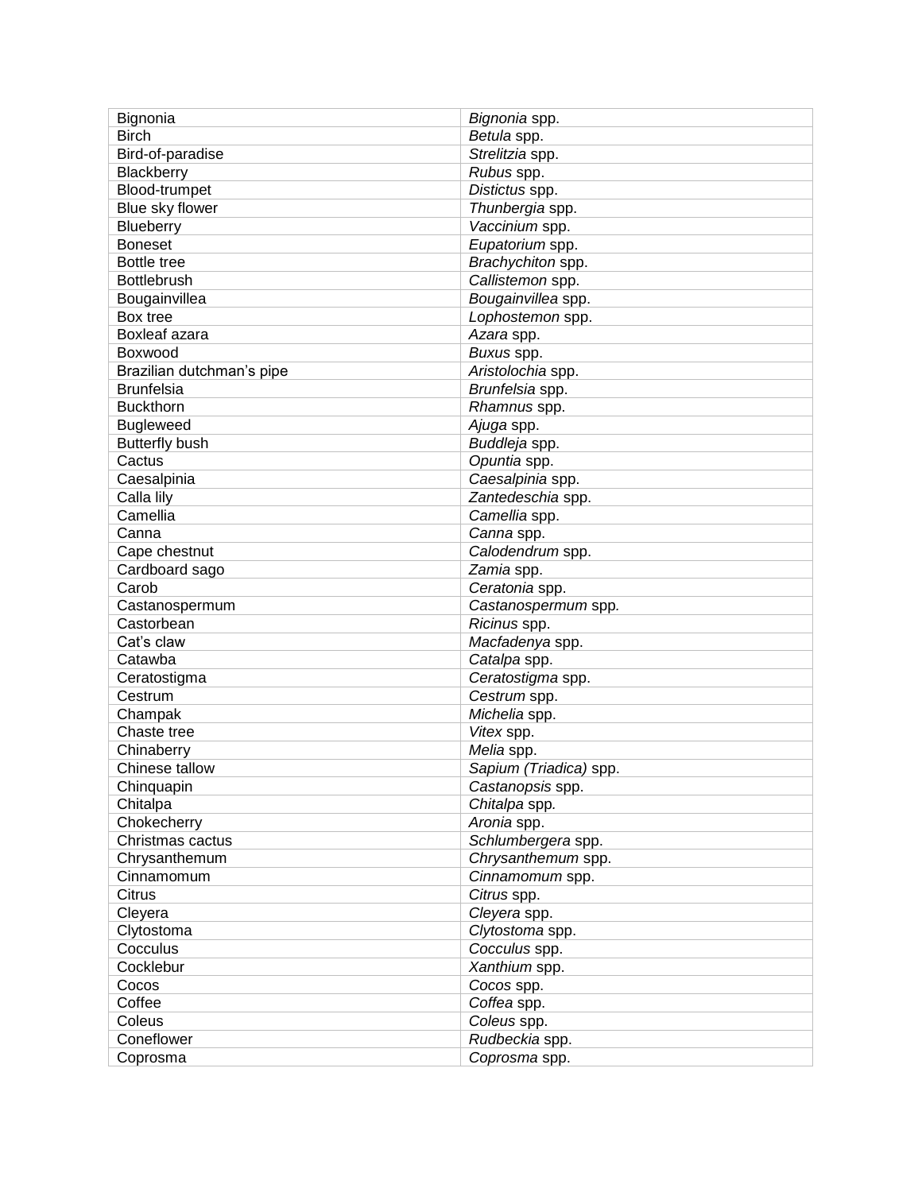| Bignonia | *Bignonia* spp. |
|---|---|
| Birch | *Betula* spp. |
| Bird-of-paradise | *Strelitzia* spp. |
| Blackberry | *Rubus* spp. |
| Blood-trumpet | *Distictus* spp. |
| Blue sky flower | *Thunbergia* spp. |
| Blueberry | *Vaccinium* spp. |
| Boneset | *Eupatorium* spp. |
| Bottle tree | *Brachychiton* spp. |
| Bottlebrush | *Callistemon* spp. |
| Bougainvillea | *Bougainvillea* spp. |
| Box tree | *Lophostemon* spp. |
| Boxleaf azara | *Azara* spp. |
| Boxwood | *Buxus* spp. |
| Brazilian dutchman's pipe | *Aristolochia* spp. |
| Brunfelsia | *Brunfelsia* spp. |
| Buckthorn | *Rhamnus* spp. |
| Bugleweed | *Ajuga* spp. |
| Butterfly bush | *Buddleja* spp. |
| Cactus | *Opuntia* spp. |
| Caesalpinia | *Caesalpinia* spp. |
| Calla lily | *Zantedeschia* spp. |
| Camellia | *Camellia* spp. |
| Canna | *Canna* spp. |
| Cape chestnut | *Calodendrum* spp. |
| Cardboard sago | *Zamia* spp. |
| Carob | *Ceratonia* spp. |
| Castanospermum | *Castanospermum* spp. |
| Castorbean | *Ricinus* spp. |
| Cat's claw | *Macfadenya* spp. |
| Catawba | *Catalpa* spp. |
| Ceratostigma | *Ceratostigma* spp. |
| Cestrum | *Cestrum* spp. |
| Champak | *Michelia* spp. |
| Chaste tree | *Vitex* spp. |
| Chinaberry | *Melia* spp. |
| Chinese tallow | *Sapium (Triadica)* spp. |
| Chinquapin | *Castanopsis* spp. |
| Chitalpa | *Chitalpa* spp. |
| Chokecherry | *Aronia* spp. |
| Christmas cactus | *Schlumbergera* spp. |
| Chrysanthemum | *Chrysanthemum* spp. |
| Cinnamomum | *Cinnamomum* spp. |
| Citrus | *Citrus* spp. |
| Cleyera | *Cleyera* spp. |
| Clytostoma | *Clytostoma* spp. |
| Cocculus | *Cocculus* spp. |
| Cocklebur | *Xanthium* spp. |
| Cocos | *Cocos* spp. |
| Coffee | *Coffea* spp. |
| Coleus | *Coleus* spp. |
| Coneflower | *Rudbeckia* spp. |
| Coprosma | *Coprosma* spp. |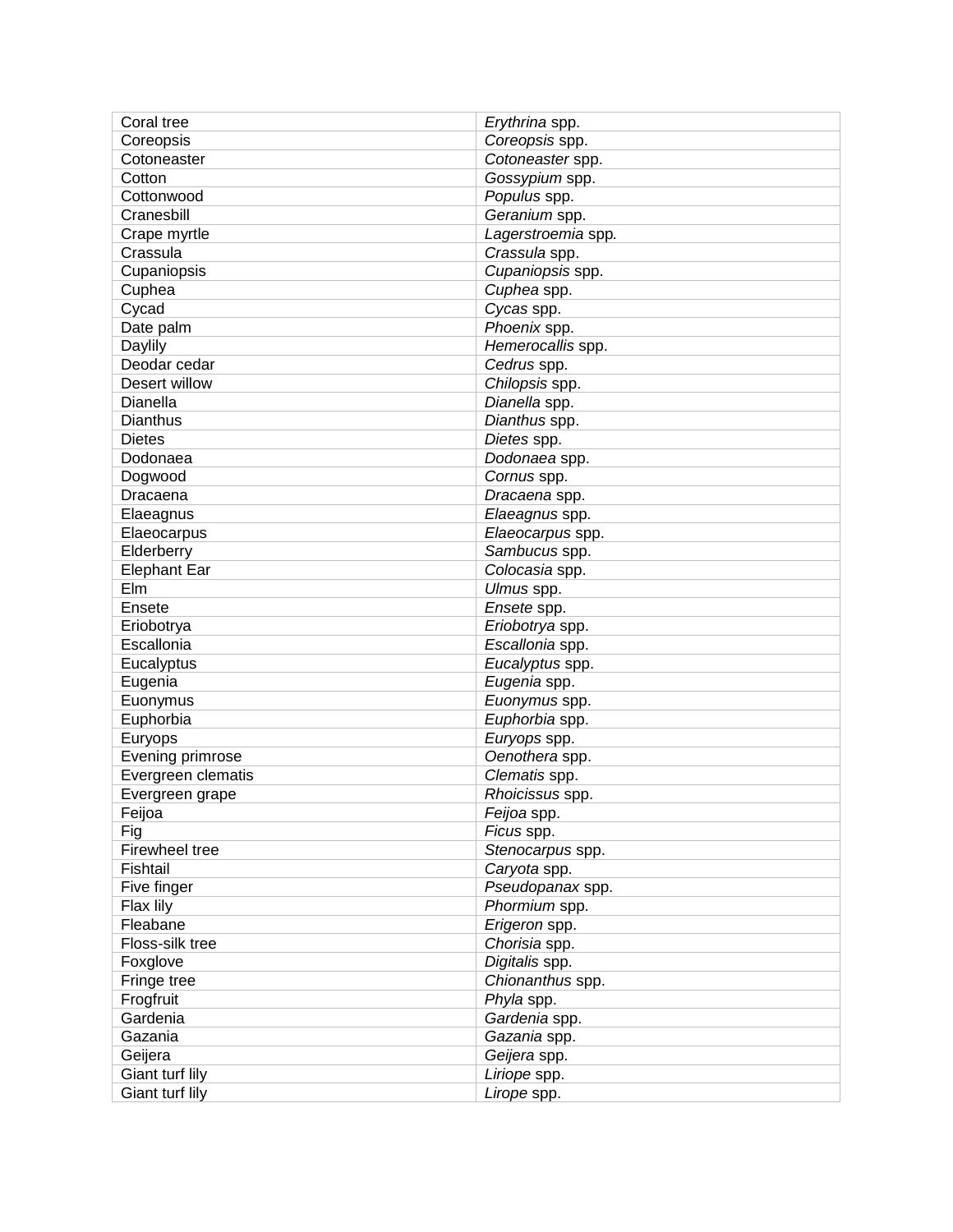| Coral tree | *Erythrina* spp. |
|---|---|
| Coreopsis | *Coreopsis* spp. |
| Cotoneaster | *Cotoneaster* spp. |
| Cotton | *Gossypium* spp. |
| Cottonwood | *Populus* spp. |
| Cranesbill | *Geranium* spp. |
| Crape myrtle | *Lagerstroemia* spp. |
| Crassula | *Crassula* spp. |
| Cupaniopsis | *Cupaniopsis* spp. |
| Cuphea | *Cuphea* spp. |
| Cycad | *Cycas* spp. |
| Date palm | *Phoenix* spp. |
| Daylily | *Hemerocallis* spp. |
| Deodar cedar | *Cedrus* spp. |
| Desert willow | *Chilopsis* spp. |
| Dianella | *Dianella* spp. |
| Dianthus | *Dianthus* spp. |
| Dietes | *Dietes* spp. |
| Dodonaea | *Dodonaea* spp. |
| Dogwood | *Cornus* spp. |
| Dracaena | *Dracaena* spp. |
| Elaeagnus | *Elaeagnus* spp. |
| Elaeocarpus | *Elaeocarpus* spp. |
| Elderberry | *Sambucus* spp. |
| Elephant Ear | *Colocasia* spp. |
| Elm | *Ulmus* spp. |
| Ensete | *Ensete* spp. |
| Eriobotrya | *Eriobotrya* spp. |
| Escallonia | *Escallonia* spp. |
| Eucalyptus | *Eucalyptus* spp. |
| Eugenia | *Eugenia* spp. |
| Euonymus | *Euonymus* spp. |
| Euphorbia | *Euphorbia* spp. |
| Euryops | *Euryops* spp. |
| Evening primrose | *Oenothera* spp. |
| Evergreen clematis | *Clematis* spp. |
| Evergreen grape | *Rhoicissus* spp. |
| Feijoa | *Feijoa* spp. |
| Fig | *Ficus* spp. |
| Firewheel tree | *Stenocarpus* spp. |
| Fishtail | *Caryota* spp. |
| Five finger | *Pseudopanax* spp. |
| Flax lily | *Phormium* spp. |
| Fleabane | *Erigeron* spp. |
| Floss-silk tree | *Chorisia* spp. |
| Foxglove | *Digitalis* spp. |
| Fringe tree | *Chionanthus* spp. |
| Frogfruit | *Phyla* spp. |
| Gardenia | *Gardenia* spp. |
| Gazania | *Gazania* spp. |
| Geijera | *Geijera* spp. |
| Giant turf lily | *Liriope* spp. |
| Giant turf lily | *Lirope* spp. |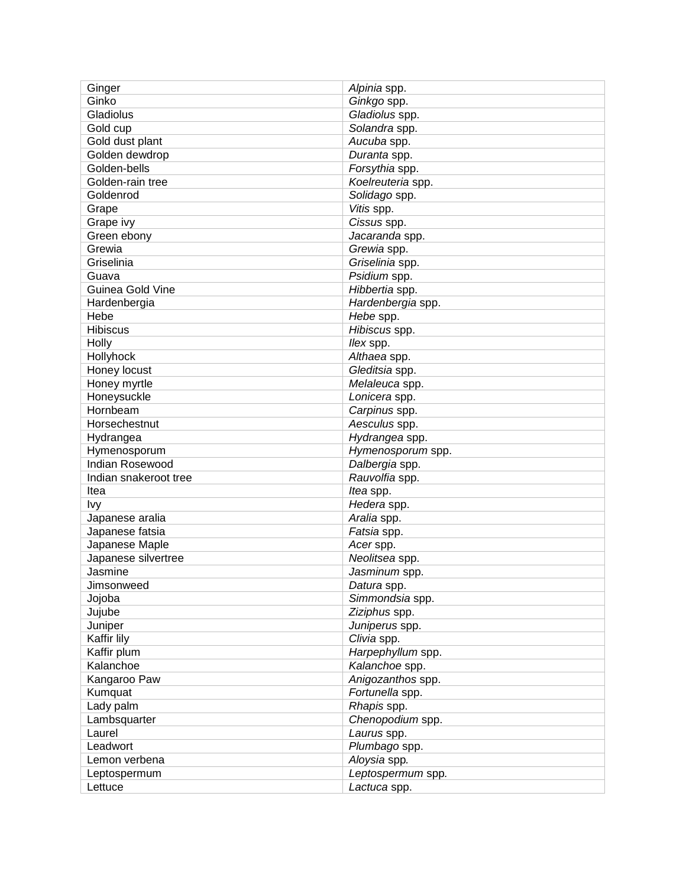| Ginger | *Alpinia* spp. |
|---|---|
| Ginko | *Ginkgo* spp. |
| Gladiolus | *Gladiolus* spp. |
| Gold cup | *Solandra* spp. |
| Gold dust plant | *Aucuba* spp. |
| Golden dewdrop | *Duranta* spp. |
| Golden-bells | *Forsythia* spp. |
| Golden-rain tree | *Koelreuteria* spp. |
| Goldenrod | *Solidago* spp. |
| Grape | *Vitis* spp. |
| Grape ivy | *Cissus* spp. |
| Green ebony | *Jacaranda* spp. |
| Grewia | *Grewia* spp. |
| Griselinia | *Griselinia* spp. |
| Guava | *Psidium* spp. |
| Guinea Gold Vine | *Hibbertia* spp. |
| Hardenbergia | *Hardenbergia* spp. |
| Hebe | *Hebe* spp. |
| Hibiscus | *Hibiscus* spp. |
| Holly | *Ilex* spp. |
| Hollyhock | *Althaea* spp. |
| Honey locust | *Gleditsia* spp. |
| Honey myrtle | *Melaleuca* spp. |
| Honeysuckle | *Lonicera* spp. |
| Hornbeam | *Carpinus* spp. |
| Horsechestnut | *Aesculus* spp. |
| Hydrangea | *Hydrangea* spp. |
| Hymenosporum | *Hymenosporum* spp. |
| Indian Rosewood | *Dalbergia* spp. |
| Indian snakeroot tree | *Rauvolfia* spp. |
| Itea | *Itea* spp. |
| Ivy | *Hedera* spp. |
| Japanese aralia | *Aralia* spp. |
| Japanese fatsia | *Fatsia* spp. |
| Japanese Maple | *Acer* spp. |
| Japanese silvertree | *Neolitsea* spp. |
| Jasmine | *Jasminum* spp. |
| Jimsonweed | *Datura* spp. |
| Jojoba | *Simmondsia* spp. |
| Jujube | *Ziziphus* spp. |
| Juniper | *Juniperus* spp. |
| Kaffir lily | *Clivia* spp. |
| Kaffir plum | *Harpephyllum* spp. |
| Kalanchoe | *Kalanchoe* spp. |
| Kangaroo Paw | *Anigozanthos* spp. |
| Kumquat | *Fortunella* spp. |
| Lady palm | *Rhapis* spp. |
| Lambsquarter | *Chenopodium* spp. |
| Laurel | *Laurus* spp. |
| Leadwort | *Plumbago* spp. |
| Lemon verbena | *Aloysia* spp. |
| Leptospermum | *Leptospermum* spp. |
| Lettuce | *Lactuca* spp. |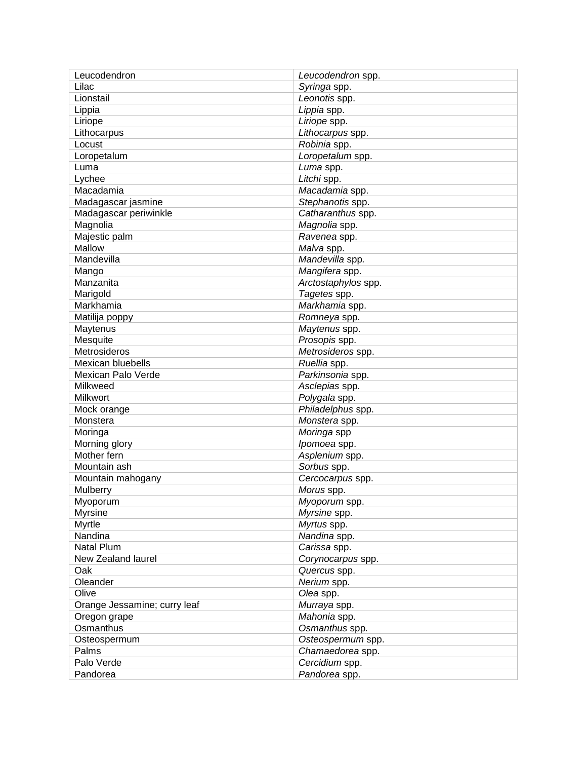| Leucodendron | *Leucodendron* spp. |
|---|---|
| Lilac | *Syringa* spp. |
| Lionstail | *Leonotis* spp. |
| Lippia | *Lippia* spp. |
| Liriope | *Liriope* spp. |
| Lithocarpus | *Lithocarpus* spp. |
| Locust | *Robinia* spp. |
| Loropetalum | *Loropetalum* spp. |
| Luma | *Luma* spp. |
| Lychee | *Litchi* spp. |
| Macadamia | *Macadamia* spp. |
| Madagascar jasmine | *Stephanotis* spp. |
| Madagascar periwinkle | *Catharanthus* spp. |
| Magnolia | *Magnolia* spp. |
| Majestic palm | *Ravenea* spp. |
| Mallow | *Malva* spp. |
| Mandevilla | *Mandevilla* spp. |
| Mango | *Mangifera* spp. |
| Manzanita | *Arctostaphylos* spp. |
| Marigold | *Tagetes* spp. |
| Markhamia | *Markhamia* spp. |
| Matilija poppy | *Romneya* spp. |
| Maytenus | *Maytenus* spp. |
| Mesquite | *Prosopis* spp. |
| Metrosideros | *Metrosideros* spp. |
| Mexican bluebells | *Ruellia* spp. |
| Mexican Palo Verde | *Parkinsonia* spp. |
| Milkweed | *Asclepias* spp. |
| Milkwort | *Polygala* spp. |
| Mock orange | *Philadelphus* spp. |
| Monstera | *Monstera* spp. |
| Moringa | *Moringa* spp |
| Morning glory | *Ipomoea* spp. |
| Mother fern | *Asplenium* spp. |
| Mountain ash | *Sorbus* spp. |
| Mountain mahogany | *Cercocarpus* spp. |
| Mulberry | *Morus* spp. |
| Myoporum | *Myoporum* spp. |
| Myrsine | *Myrsine* spp. |
| Myrtle | *Myrtus* spp. |
| Nandina | *Nandina* spp. |
| Natal Plum | *Carissa* spp. |
| New Zealand laurel | *Corynocarpus* spp. |
| Oak | *Quercus* spp. |
| Oleander | *Nerium* spp. |
| Olive | *Olea* spp. |
| Orange Jessamine; curry leaf | *Murraya* spp. |
| Oregon grape | *Mahonia* spp. |
| Osmanthus | *Osmanthus* spp. |
| Osteospermum | *Osteospermum* spp. |
| Palms | *Chamaedorea* spp. |
| Palo Verde | *Cercidium* spp. |
| Pandorea | *Pandorea* spp. |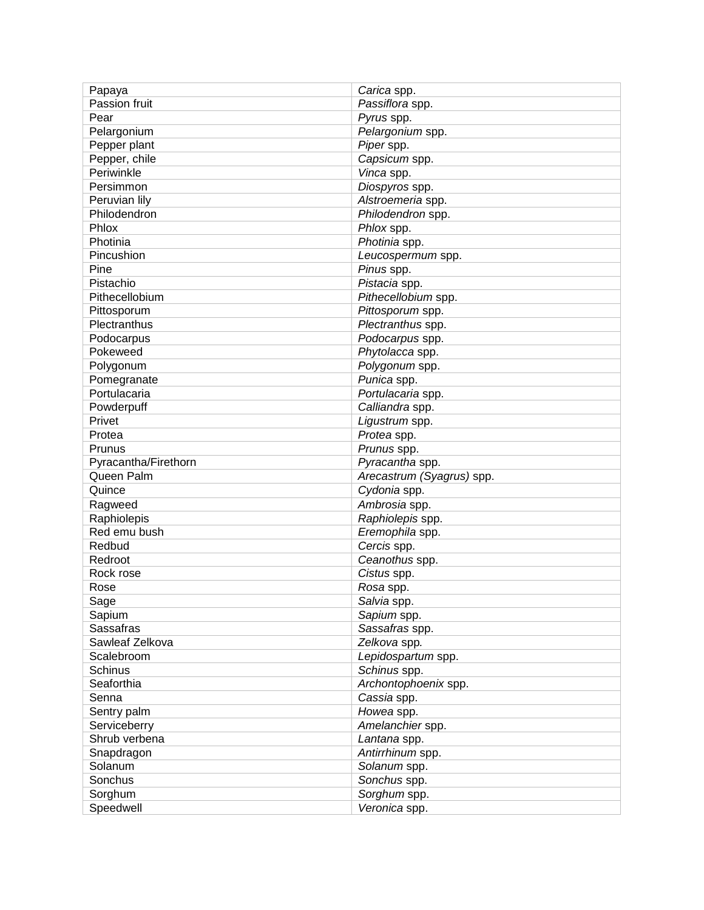| Papaya | *Carica* spp. |
|---|---|
| Passion fruit | *Passiflora* spp. |
| Pear | *Pyrus* spp. |
| Pelargonium | *Pelargonium* spp. |
| Pepper plant | *Piper* spp. |
| Pepper, chile | *Capsicum* spp. |
| Periwinkle | *Vinca* spp. |
| Persimmon | *Diospyros* spp. |
| Peruvian lily | *Alstroemeria* spp. |
| Philodendron | *Philodendron* spp. |
| Phlox | *Phlox* spp. |
| Photinia | *Photinia* spp. |
| Pincushion | *Leucospermum* spp. |
| Pine | *Pinus* spp. |
| Pistachio | *Pistacia* spp. |
| Pithecellobium | *Pithecellobium* spp. |
| Pittosporum | *Pittosporum* spp. |
| Plectranthus | *Plectranthus* spp. |
| Podocarpus | *Podocarpus* spp. |
| Pokeweed | *Phytolacca* spp. |
| Polygonum | *Polygonum* spp. |
| Pomegranate | *Punica* spp. |
| Portulacaria | *Portulacaria* spp. |
| Powderpuff | *Calliandra* spp. |
| Privet | *Ligustrum* spp. |
| Protea | *Protea* spp. |
| Prunus | *Prunus* spp. |
| Pyracantha/Firethorn | *Pyracantha* spp. |
| Queen Palm | *Arecastrum (Syagrus)* spp. |
| Quince | *Cydonia* spp. |
| Ragweed | *Ambrosia* spp. |
| Raphiolepis | *Raphiolepis* spp. |
| Red emu bush | *Eremophila* spp. |
| Redbud | *Cercis* spp. |
| Redroot | *Ceanothus* spp. |
| Rock rose | *Cistus* spp. |
| Rose | *Rosa* spp. |
| Sage | *Salvia* spp. |
| Sapium | *Sapium* spp. |
| Sassafras | *Sassafras* spp. |
| Sawleaf Zelkova | *Zelkova* spp. |
| Scalebroom | *Lepidospartum* spp. |
| Schinus | *Schinus* spp. |
| Seaforthia | *Archontophoenix* spp. |
| Senna | *Cassia* spp. |
| Sentry palm | *Howea* spp. |
| Serviceberry | *Amelanchier* spp. |
| Shrub verbena | *Lantana* spp. |
| Snapdragon | *Antirrhinum* spp. |
| Solanum | *Solanum* spp. |
| Sonchus | *Sonchus* spp. |
| Sorghum | *Sorghum* spp. |
| Speedwell | *Veronica* spp. |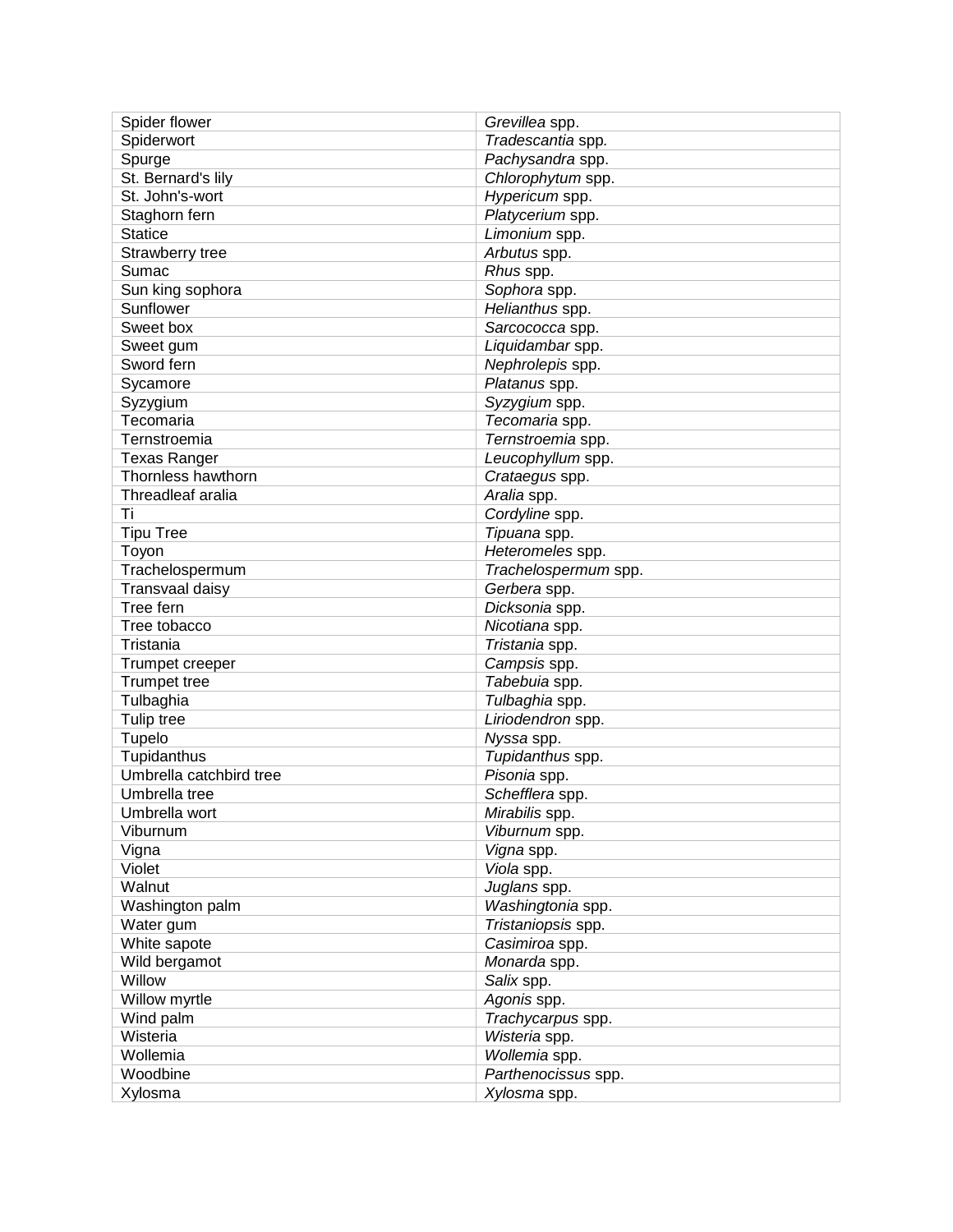| Spider flower | *Grevillea* spp. |
|---|---|
| Spiderwort | *Tradescantia* spp. |
| Spurge | *Pachysandra* spp. |
| St. Bernard's lily | *Chlorophytum* spp. |
| St. John's-wort | *Hypericum* spp. |
| Staghorn fern | *Platycerium* spp. |
| Statice | *Limonium* spp. |
| Strawberry tree | *Arbutus* spp. |
| Sumac | *Rhus* spp. |
| Sun king sophora | *Sophora* spp. |
| Sunflower | *Helianthus* spp. |
| Sweet box | *Sarcococca* spp. |
| Sweet gum | *Liquidambar* spp. |
| Sword fern | *Nephrolepis* spp. |
| Sycamore | *Platanus* spp. |
| Syzygium | *Syzygium* spp. |
| Tecomaria | *Tecomaria* spp. |
| Ternstroemia | *Ternstroemia* spp. |
| Texas Ranger | *Leucophyllum* spp. |
| Thornless hawthorn | *Crataegus* spp. |
| Threadleaf aralia | *Aralia* spp. |
| Ti | *Cordyline* spp. |
| Tipu Tree | *Tipuana* spp. |
| Toyon | *Heteromeles* spp. |
| Trachelospermum | *Trachelospermum* spp. |
| Transvaal daisy | *Gerbera* spp. |
| Tree fern | *Dicksonia* spp. |
| Tree tobacco | *Nicotiana* spp. |
| Tristania | *Tristania* spp. |
| Trumpet creeper | *Campsis* spp. |
| Trumpet tree | *Tabebuia* spp. |
| Tulbaghia | *Tulbaghia* spp. |
| Tulip tree | *Liriodendron* spp. |
| Tupelo | *Nyssa* spp. |
| Tupidanthus | *Tupidanthus* spp. |
| Umbrella catchbird tree | *Pisonia* spp. |
| Umbrella tree | *Schefflera* spp. |
| Umbrella wort | *Mirabilis* spp. |
| Viburnum | *Viburnum* spp. |
| Vigna | *Vigna* spp. |
| Violet | *Viola* spp. |
| Walnut | *Juglans* spp. |
| Washington palm | *Washingtonia* spp. |
| Water gum | *Tristaniopsis* spp. |
| White sapote | *Casimiroa* spp. |
| Wild bergamot | *Monarda* spp. |
| Willow | *Salix* spp. |
| Willow myrtle | *Agonis* spp. |
| Wind palm | *Trachycarpus* spp. |
| Wisteria | *Wisteria* spp. |
| Wollemia | *Wollemia* spp. |
| Woodbine | *Parthenocissus* spp. |
| Xylosma | *Xylosma* spp. |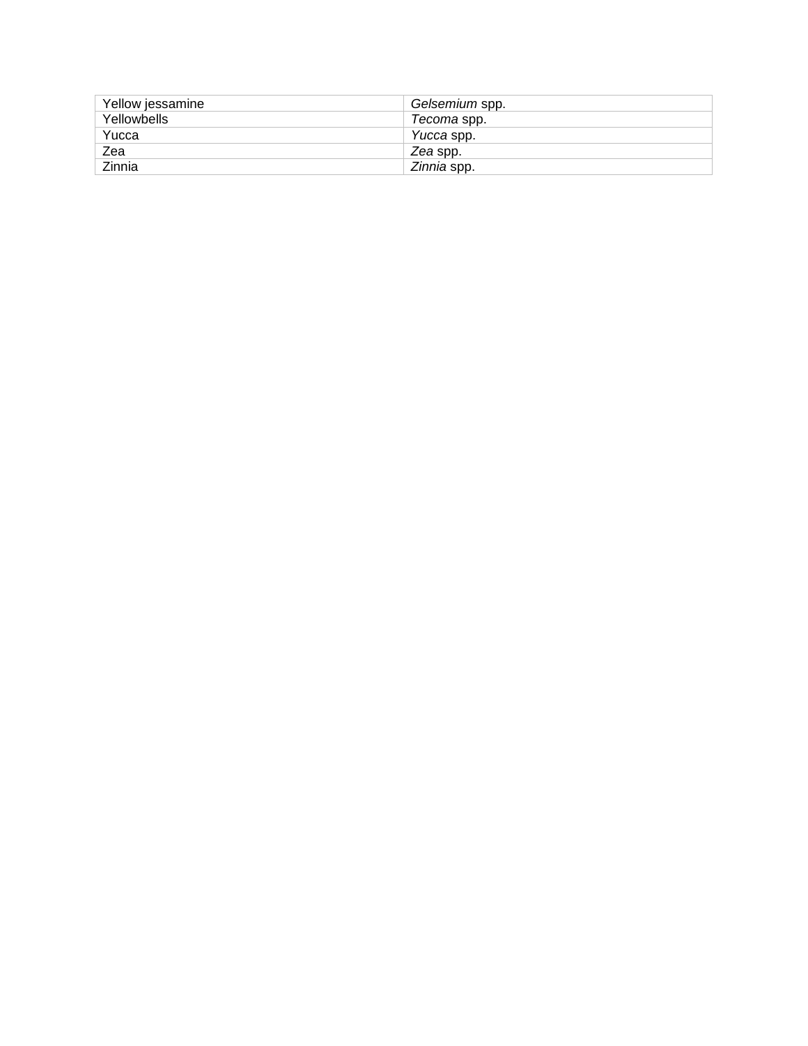| Yellow jessamine | *Gelsemium* spp. |
| --- | --- |
| Yellowbells | *Tecoma* spp. |
| Yucca | *Yucca* spp. |
| Zea | *Zea* spp. |
| Zinnia | *Zinnia* spp. |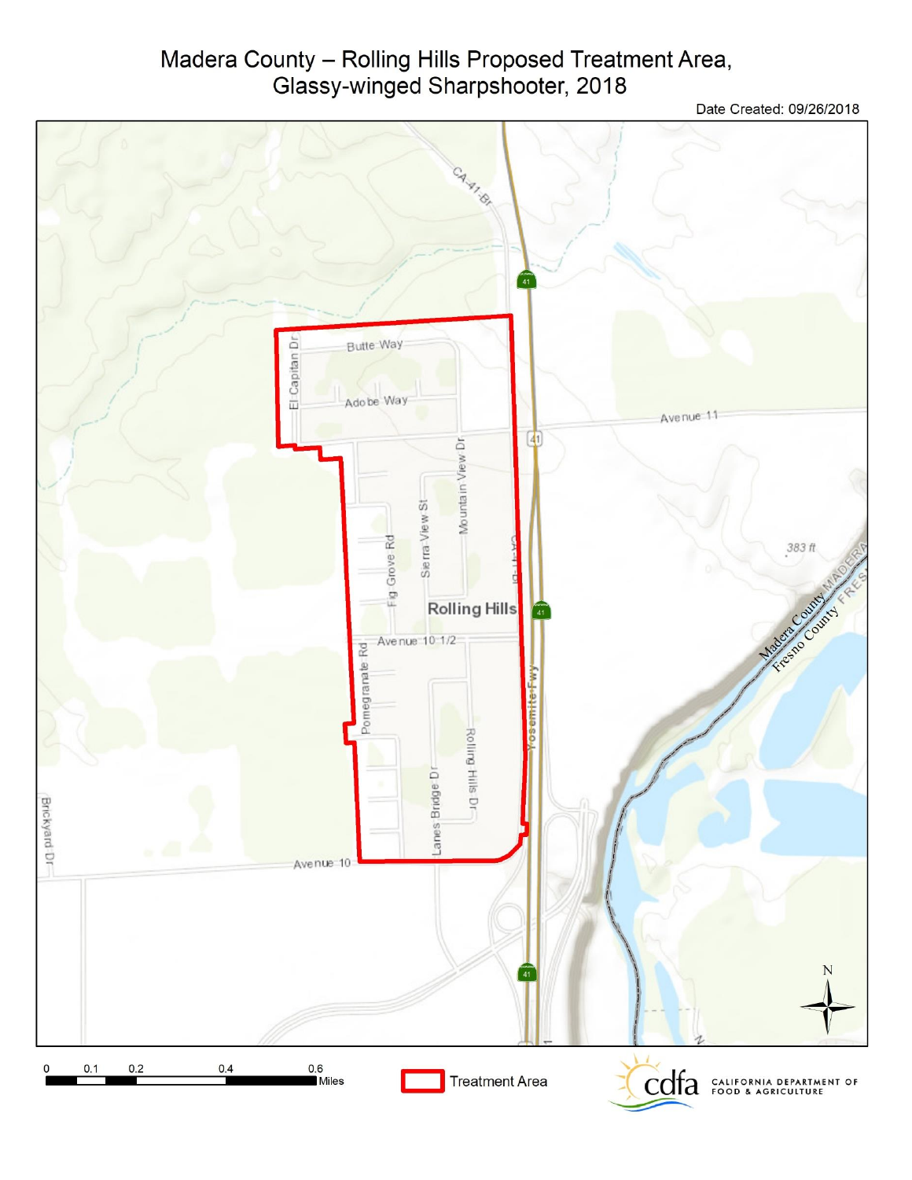# Madera County – Rolling Hills Proposed Treatment Area, Glassy-winged Sharpshooter, 2018

Date Created: 09/26/2018

CA-41-Br

41

Butte Way

El Capitan Dr

Adobe Way

Avenue 11

41

Mountain View Dr

Sierra View St

Fig Grove Rd

CA-41-Br

Rolling Hills

41

383 ft

Madera County

Fresno County

Avenue 10 1/2

Pomegranate Rd

Rolling Hills Dr

Yosemite Fwy

Lanes Bridge Dr

Brickyard Dr

Avenue 10

41

N

0 0.1 0.2 0.4 0.6 Miles

Treatment Area

cdfa CALIFORNIA DEPARTMENT OF FOOD & AGRICULTURE